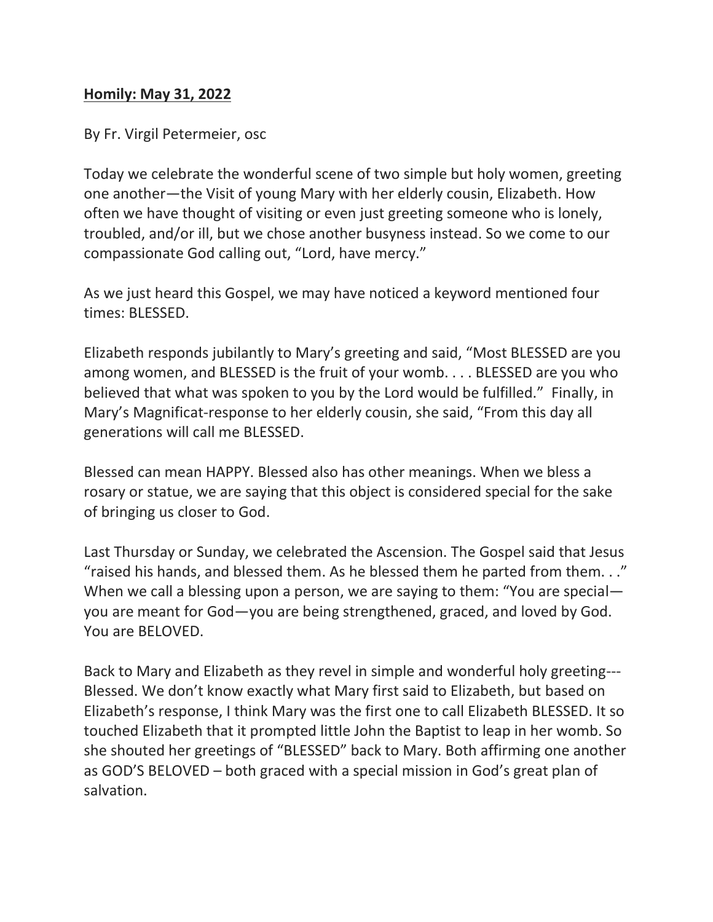**<u>Homily: May 31, 2022</u>**

By Fr. Virgil Petermeier, osc

Today we celebrate the wonderful scene of two simple but holy women, greeting one another—the Visit of young Mary with her elderly cousin, Elizabeth. How often we have thought of visiting or even just greeting someone who is lonely, troubled, and/or ill, but we chose another busyness instead. So we come to our compassionate God calling out, "Lord, have mercy."

As we just heard this Gospel, we may have noticed a keyword mentioned four times: BLESSED.

Elizabeth responds jubilantly to Mary's greeting and said, "Most BLESSED are you among women, and BLESSED is the fruit of your womb. . . . BLESSED are you who believed that what was spoken to you by the Lord would be fulfilled." Finally, in Mary's Magnificat-response to her elderly cousin, she said, "From this day all generations will call me BLESSED.

Blessed can mean HAPPY. Blessed also has other meanings. When we bless a rosary or statue, we are saying that this object is considered special for the sake of bringing us closer to God.

Last Thursday or Sunday, we celebrated the Ascension. The Gospel said that Jesus "raised his hands, and blessed them. As he blessed them he parted from them. . ." When we call a blessing upon a person, we are saying to them: "You are special—you are meant for God—you are being strengthened, graced, and loved by God. You are BELOVED.

Back to Mary and Elizabeth as they revel in simple and wonderful holy greeting---Blessed. We don't know exactly what Mary first said to Elizabeth, but based on Elizabeth's response, I think Mary was the first one to call Elizabeth BLESSED. It so touched Elizabeth that it prompted little John the Baptist to leap in her womb. So she shouted her greetings of "BLESSED" back to Mary. Both affirming one another as GOD'S BELOVED – both graced with a special mission in God's great plan of salvation.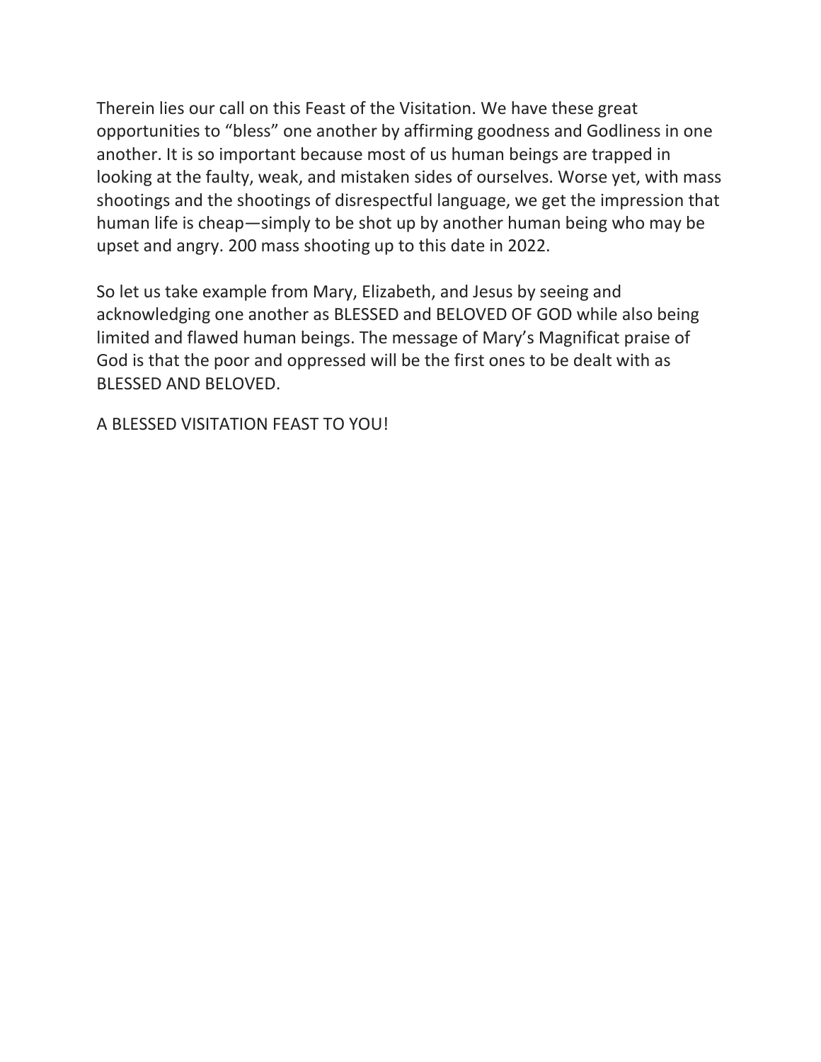Therein lies our call on this Feast of the Visitation. We have these great opportunities to "bless" one another by affirming goodness and Godliness in one another. It is so important because most of us human beings are trapped in looking at the faulty, weak, and mistaken sides of ourselves. Worse yet, with mass shootings and the shootings of disrespectful language, we get the impression that human life is cheap—simply to be shot up by another human being who may be upset and angry. 200 mass shooting up to this date in 2022.

So let us take example from Mary, Elizabeth, and Jesus by seeing and acknowledging one another as BLESSED and BELOVED OF GOD while also being limited and flawed human beings. The message of Mary's Magnificat praise of God is that the poor and oppressed will be the first ones to be dealt with as BLESSED AND BELOVED.

A BLESSED VISITATION FEAST TO YOU!